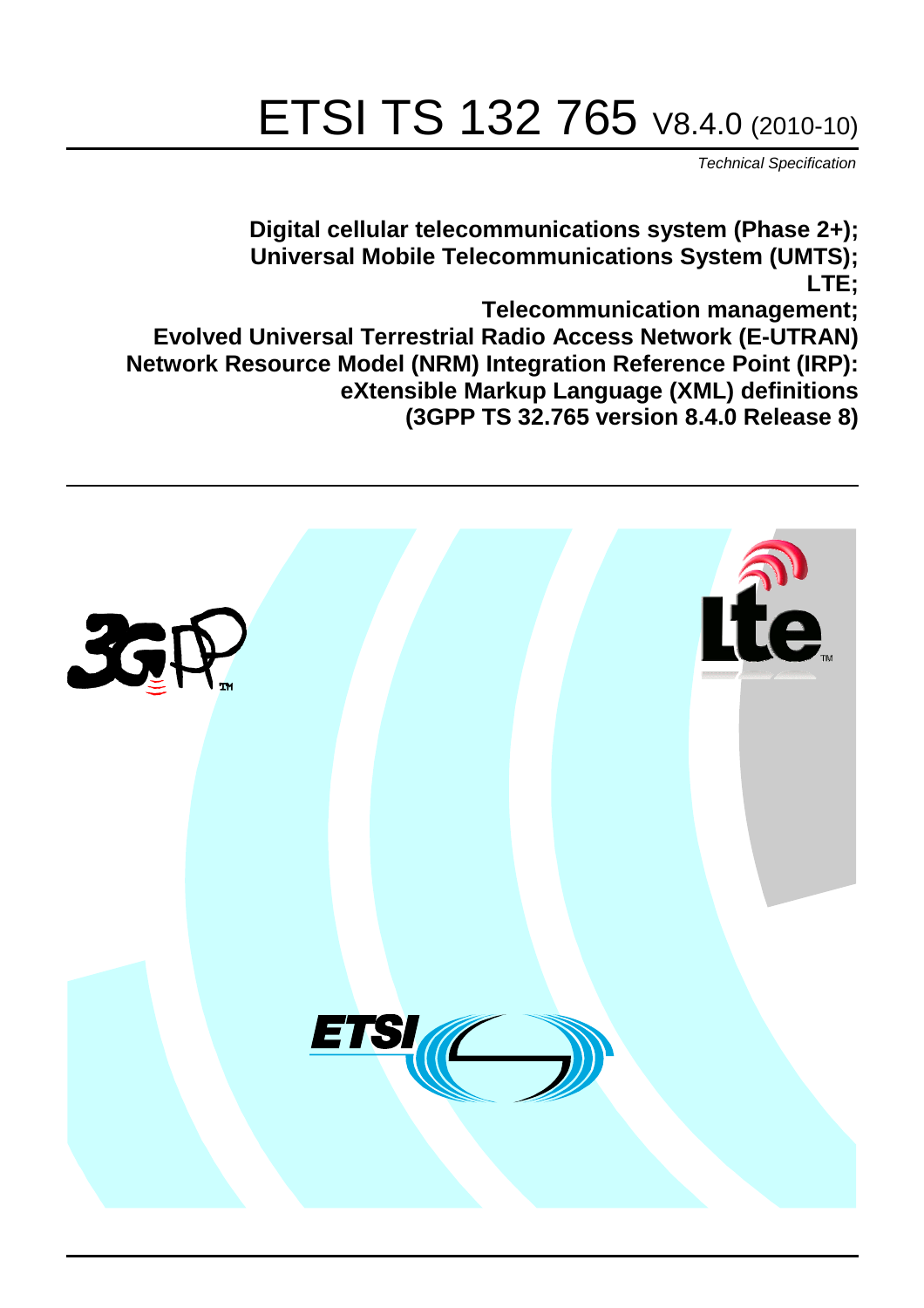# ETSI TS 132 765 V8.4.0 (2010-10)

*Technical Specification*

**Digital cellular telecommunications system (Phase 2+);
Universal Mobile Telecommunications System (UMTS);
LTE;
Telecommunication management;
Evolved Universal Terrestrial Radio Access Network (E-UTRAN)
Network Resource Model (NRM) Integration Reference Point (IRP):
eXtensible Markup Language (XML) definitions
(3GPP TS 32.765 version 8.4.0 Release 8)**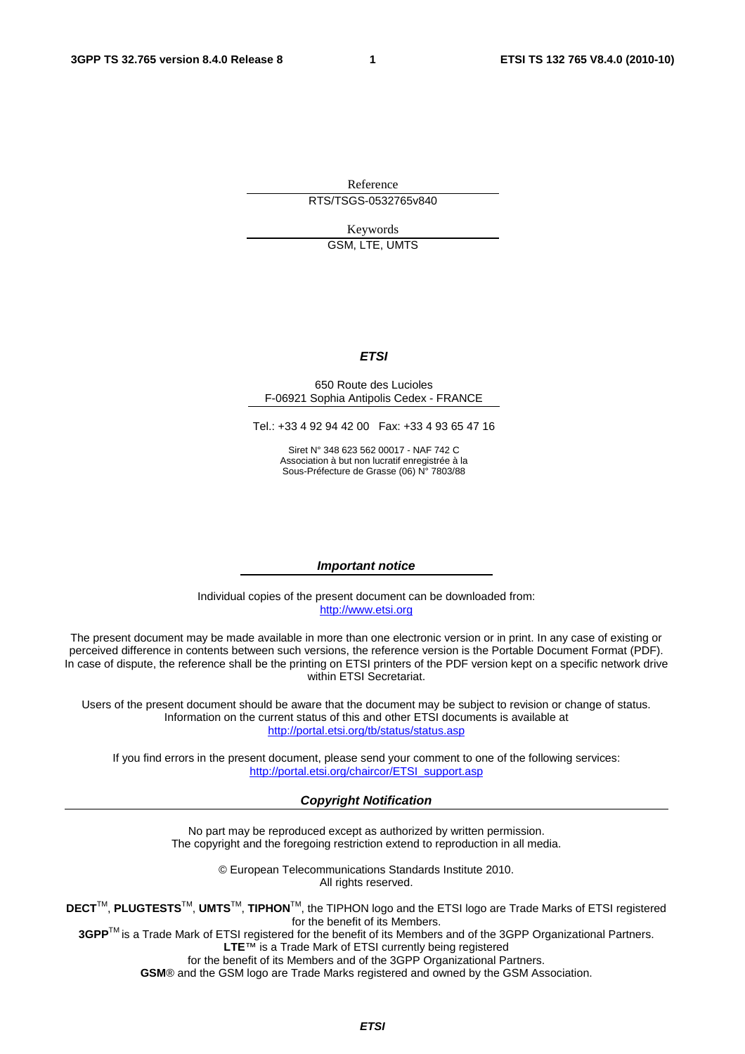Reference

RTS/TSGS-0532765v840

Keywords

GSM, LTE, UMTS

***ETSI***

650 Route des Lucioles
F-06921 Sophia Antipolis Cedex - FRANCE

Tel.: +33 4 92 94 42 00 Fax: +33 4 93 65 47 16

Siret N° 348 623 562 00017 - NAF 742 C
Association à but non lucratif enregistrée à la
Sous-Préfecture de Grasse (06) N° 7803/88

***Important notice***

Individual copies of the present document can be downloaded from:
http://www.etsi.org

The present document may be made available in more than one electronic version or in print. In any case of existing or perceived difference in contents between such versions, the reference version is the Portable Document Format (PDF). In case of dispute, the reference shall be the printing on ETSI printers of the PDF version kept on a specific network drive within ETSI Secretariat.

Users of the present document should be aware that the document may be subject to revision or change of status. Information on the current status of this and other ETSI documents is available at http://portal.etsi.org/tb/status/status.asp

If you find errors in the present document, please send your comment to one of the following services:
http://portal.etsi.org/chaircor/ETSI_support.asp

***Copyright Notification***

No part may be reproduced except as authorized by written permission.
The copyright and the foregoing restriction extend to reproduction in all media.

© European Telecommunications Standards Institute 2010.
All rights reserved.

**DECT**™, **PLUGTESTS**™, **UMTS**™, **TIPHON**™, the TIPHON logo and the ETSI logo are Trade Marks of ETSI registered for the benefit of its Members.
**3GPP**™ is a Trade Mark of ETSI registered for the benefit of its Members and of the 3GPP Organizational Partners.
**LTE**™ is a Trade Mark of ETSI currently being registered
for the benefit of its Members and of the 3GPP Organizational Partners.
**GSM**® and the GSM logo are Trade Marks registered and owned by the GSM Association.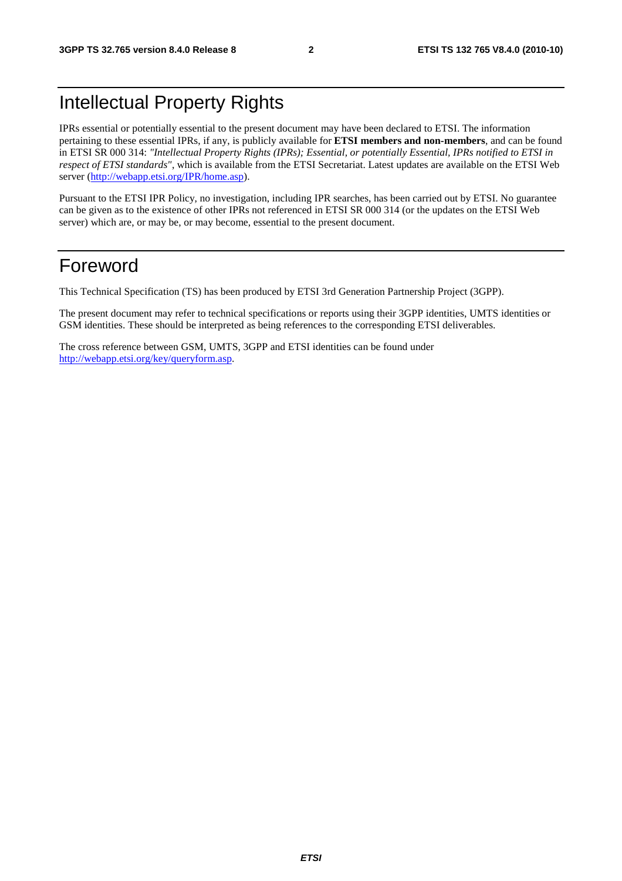# Intellectual Property Rights

IPRs essential or potentially essential to the present document may have been declared to ETSI. The information pertaining to these essential IPRs, if any, is publicly available for **ETSI members and non-members**, and can be found in ETSI SR 000 314: *"Intellectual Property Rights (IPRs); Essential, or potentially Essential, IPRs notified to ETSI in respect of ETSI standards"*, which is available from the ETSI Secretariat. Latest updates are available on the ETSI Web server (http://webapp.etsi.org/IPR/home.asp).

Pursuant to the ETSI IPR Policy, no investigation, including IPR searches, has been carried out by ETSI. No guarantee can be given as to the existence of other IPRs not referenced in ETSI SR 000 314 (or the updates on the ETSI Web server) which are, or may be, or may become, essential to the present document.

# Foreword

This Technical Specification (TS) has been produced by ETSI 3rd Generation Partnership Project (3GPP).

The present document may refer to technical specifications or reports using their 3GPP identities, UMTS identities or GSM identities. These should be interpreted as being references to the corresponding ETSI deliverables.

The cross reference between GSM, UMTS, 3GPP and ETSI identities can be found under http://webapp.etsi.org/key/queryform.asp.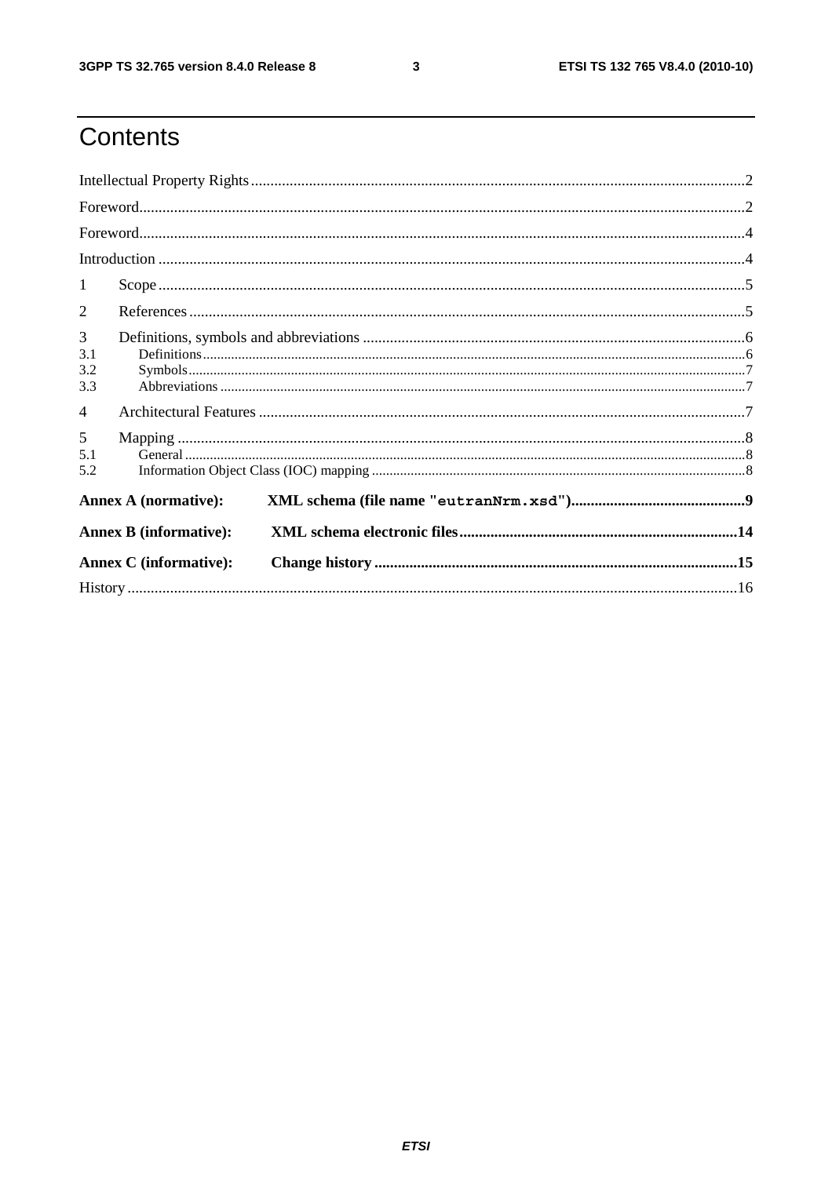# Contents

Intellectual Property Rights ..... 2

Foreword ..... 2

Foreword ..... 4

Introduction ..... 4

1 Scope ..... 5

2 References ..... 5

3 Definitions, symbols and abbreviations ..... 6

3.1 Definitions ..... 6

3.2 Symbols ..... 7

3.3 Abbreviations ..... 7

4 Architectural Features ..... 7

5 Mapping ..... 8

5.1 General ..... 8

5.2 Information Object Class (IOC) mapping ..... 8

**Annex A (normative): XML schema (file name "`eutranNrm.xsd`") ..... 9**

**Annex B (informative): XML schema electronic files ..... 14**

**Annex C (informative): Change history ..... 15**

History ..... 16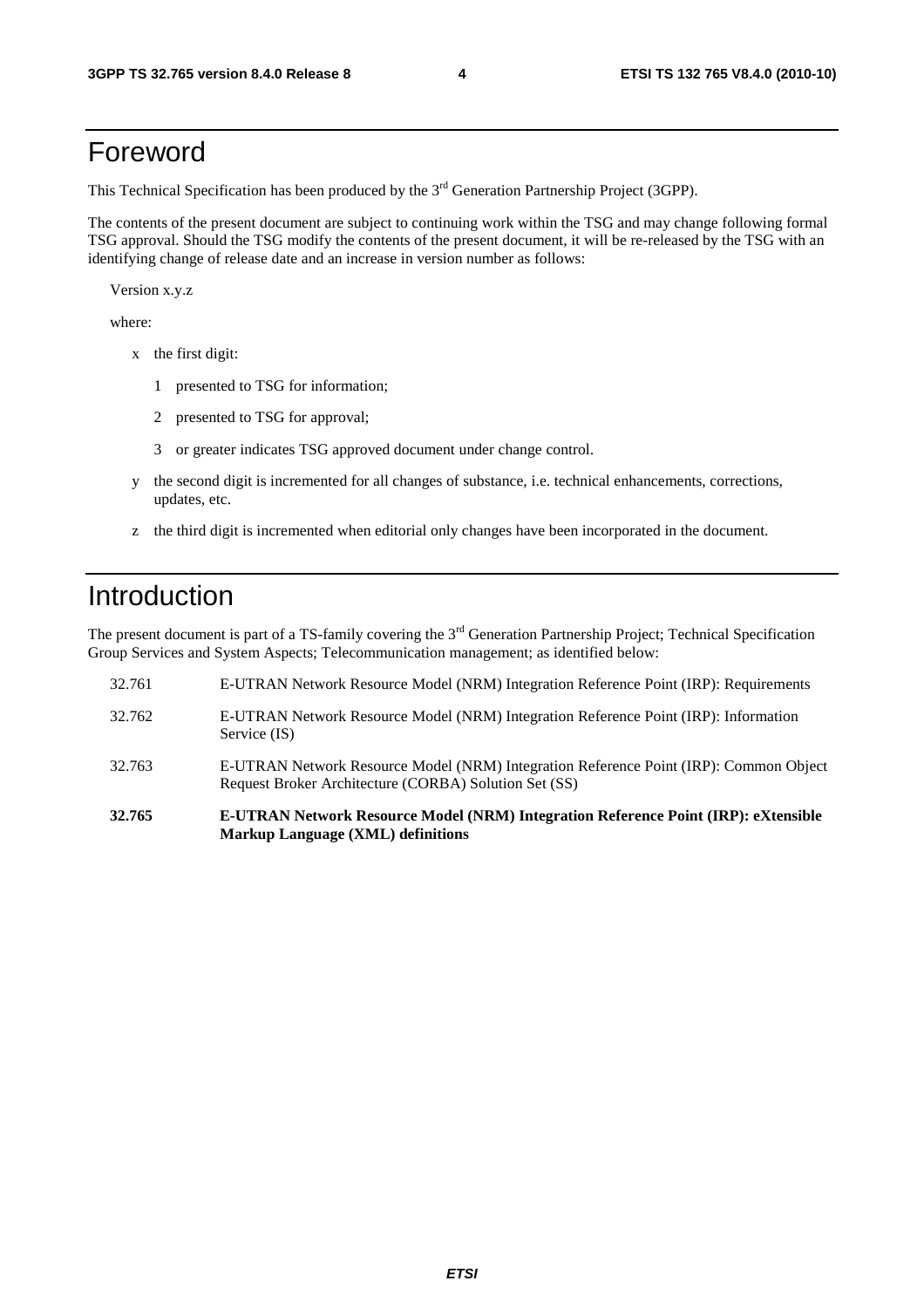# Foreword

This Technical Specification has been produced by the 3rd Generation Partnership Project (3GPP).

The contents of the present document are subject to continuing work within the TSG and may change following formal TSG approval. Should the TSG modify the contents of the present document, it will be re-released by the TSG with an identifying change of release date and an increase in version number as follows:

Version x.y.z

where:

- x the first digit:
  - 1 presented to TSG for information;
  - 2 presented to TSG for approval;
  - 3 or greater indicates TSG approved document under change control.
- y the second digit is incremented for all changes of substance, i.e. technical enhancements, corrections, updates, etc.
- z the third digit is incremented when editorial only changes have been incorporated in the document.

# Introduction

The present document is part of a TS-family covering the 3rd Generation Partnership Project; Technical Specification Group Services and System Aspects; Telecommunication management; as identified below:

| | |
|---|---|
| 32.761 | E-UTRAN Network Resource Model (NRM) Integration Reference Point (IRP): Requirements |
| 32.762 | E-UTRAN Network Resource Model (NRM) Integration Reference Point (IRP): Information Service (IS) |
| 32.763 | E-UTRAN Network Resource Model (NRM) Integration Reference Point (IRP): Common Object Request Broker Architecture (CORBA) Solution Set (SS) |
| **32.765** | **E-UTRAN Network Resource Model (NRM) Integration Reference Point (IRP): eXtensible Markup Language (XML) definitions** |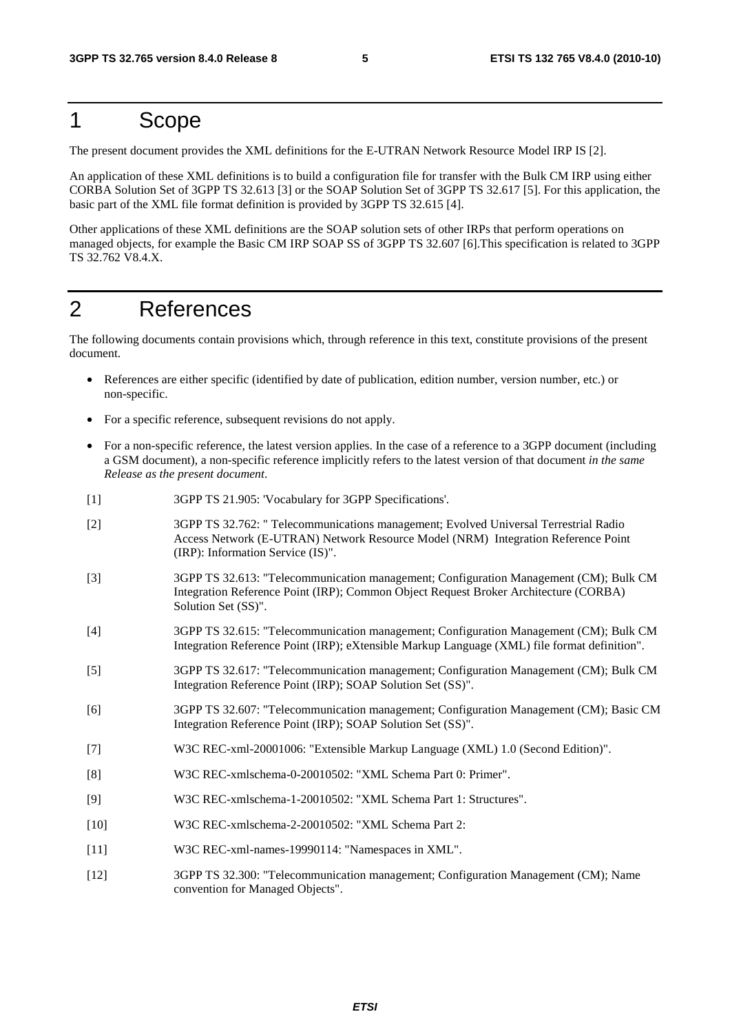# 1 Scope

The present document provides the XML definitions for the E-UTRAN Network Resource Model IRP IS [2].

An application of these XML definitions is to build a configuration file for transfer with the Bulk CM IRP using either CORBA Solution Set of 3GPP TS 32.613 [3] or the SOAP Solution Set of 3GPP TS 32.617 [5]. For this application, the basic part of the XML file format definition is provided by 3GPP TS 32.615 [4].

Other applications of these XML definitions are the SOAP solution sets of other IRPs that perform operations on managed objects, for example the Basic CM IRP SOAP SS of 3GPP TS 32.607 [6].This specification is related to 3GPP TS 32.762 V8.4.X.

# 2 References

The following documents contain provisions which, through reference in this text, constitute provisions of the present document.

- References are either specific (identified by date of publication, edition number, version number, etc.) or non-specific.
- For a specific reference, subsequent revisions do not apply.
- For a non-specific reference, the latest version applies. In the case of a reference to a 3GPP document (including a GSM document), a non-specific reference implicitly refers to the latest version of that document *in the same Release as the present document*.

[1] 3GPP TS 21.905: 'Vocabulary for 3GPP Specifications'.

[2] 3GPP TS 32.762: " Telecommunications management; Evolved Universal Terrestrial Radio Access Network (E-UTRAN) Network Resource Model (NRM) Integration Reference Point (IRP): Information Service (IS)".

[3] 3GPP TS 32.613: "Telecommunication management; Configuration Management (CM); Bulk CM Integration Reference Point (IRP); Common Object Request Broker Architecture (CORBA) Solution Set (SS)".

[4] 3GPP TS 32.615: "Telecommunication management; Configuration Management (CM); Bulk CM Integration Reference Point (IRP); eXtensible Markup Language (XML) file format definition".

[5] 3GPP TS 32.617: "Telecommunication management; Configuration Management (CM); Bulk CM Integration Reference Point (IRP); SOAP Solution Set (SS)".

[6] 3GPP TS 32.607: "Telecommunication management; Configuration Management (CM); Basic CM Integration Reference Point (IRP); SOAP Solution Set (SS)".

[7] W3C REC-xml-20001006: "Extensible Markup Language (XML) 1.0 (Second Edition)".

[8] W3C REC-xmlschema-0-20010502: "XML Schema Part 0: Primer".

[9] W3C REC-xmlschema-1-20010502: "XML Schema Part 1: Structures".

[10] W3C REC-xmlschema-2-20010502: "XML Schema Part 2:

[11] W3C REC-xml-names-19990114: "Namespaces in XML".

[12] 3GPP TS 32.300: "Telecommunication management; Configuration Management (CM); Name convention for Managed Objects".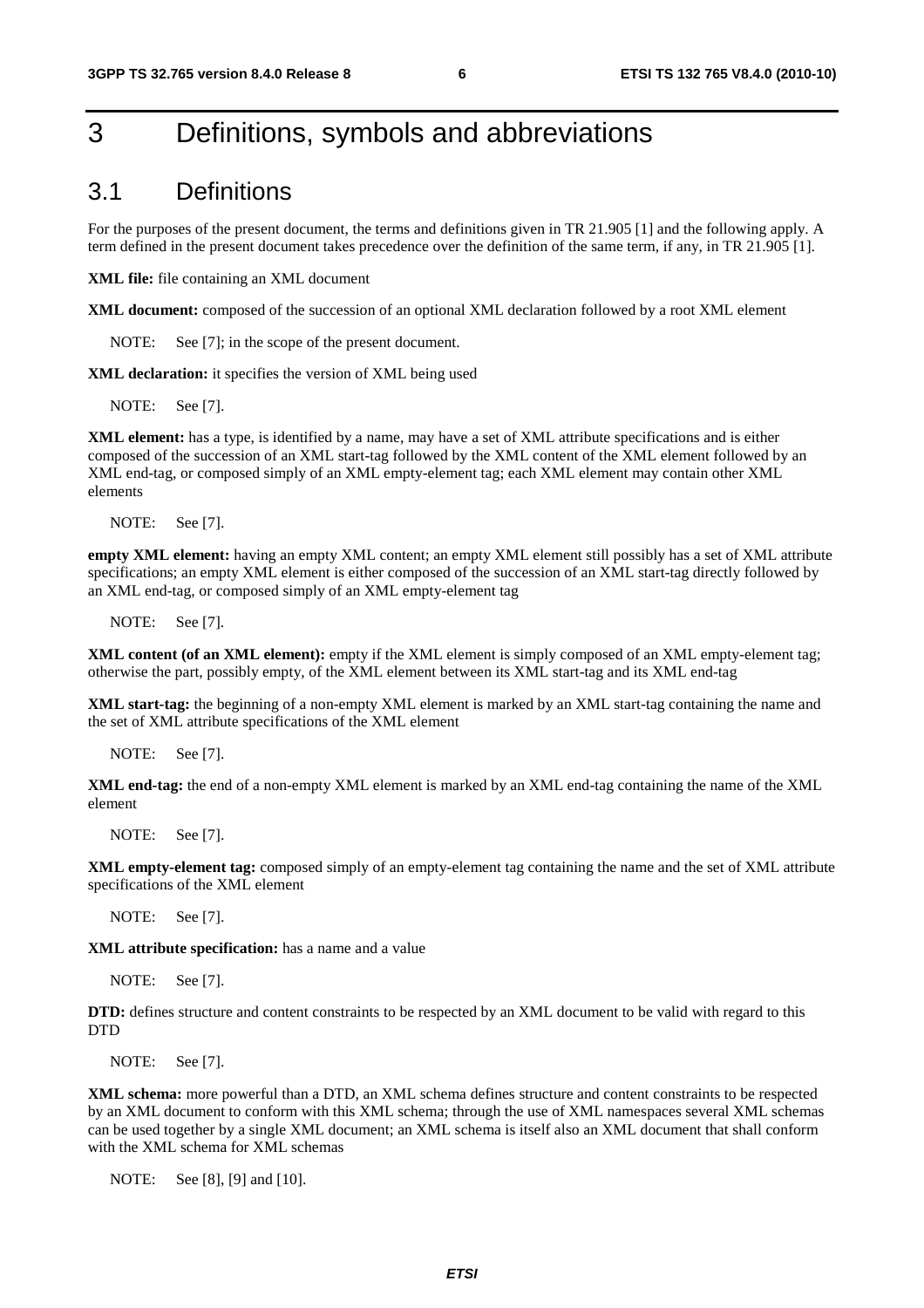# 3 Definitions, symbols and abbreviations

## 3.1 Definitions

For the purposes of the present document, the terms and definitions given in TR 21.905 [1] and the following apply. A term defined in the present document takes precedence over the definition of the same term, if any, in TR 21.905 [1].

**XML file:** file containing an XML document

**XML document:** composed of the succession of an optional XML declaration followed by a root XML element

NOTE: See [7]; in the scope of the present document.

**XML declaration:** it specifies the version of XML being used

NOTE: See [7].

**XML element:** has a type, is identified by a name, may have a set of XML attribute specifications and is either composed of the succession of an XML start-tag followed by the XML content of the XML element followed by an XML end-tag, or composed simply of an XML empty-element tag; each XML element may contain other XML elements

NOTE: See [7].

**empty XML element:** having an empty XML content; an empty XML element still possibly has a set of XML attribute specifications; an empty XML element is either composed of the succession of an XML start-tag directly followed by an XML end-tag, or composed simply of an XML empty-element tag

NOTE: See [7].

**XML content (of an XML element):** empty if the XML element is simply composed of an XML empty-element tag; otherwise the part, possibly empty, of the XML element between its XML start-tag and its XML end-tag

**XML start-tag:** the beginning of a non-empty XML element is marked by an XML start-tag containing the name and the set of XML attribute specifications of the XML element

NOTE: See [7].

**XML end-tag:** the end of a non-empty XML element is marked by an XML end-tag containing the name of the XML element

NOTE: See [7].

**XML empty-element tag:** composed simply of an empty-element tag containing the name and the set of XML attribute specifications of the XML element

NOTE: See [7].

**XML attribute specification:** has a name and a value

NOTE: See [7].

**DTD:** defines structure and content constraints to be respected by an XML document to be valid with regard to this DTD

NOTE: See [7].

**XML schema:** more powerful than a DTD, an XML schema defines structure and content constraints to be respected by an XML document to conform with this XML schema; through the use of XML namespaces several XML schemas can be used together by a single XML document; an XML schema is itself also an XML document that shall conform with the XML schema for XML schemas

NOTE: See [8], [9] and [10].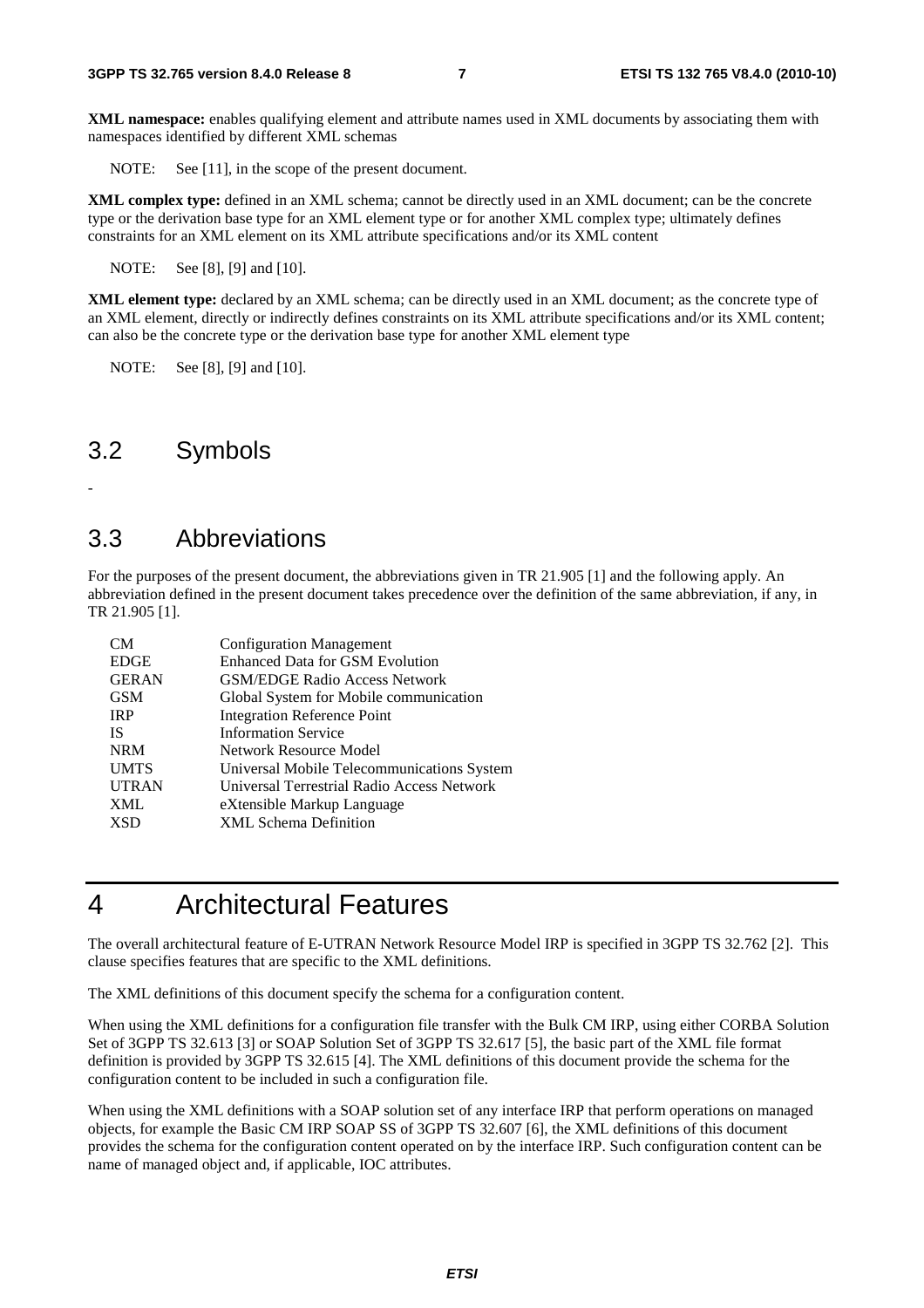**XML namespace:** enables qualifying element and attribute names used in XML documents by associating them with namespaces identified by different XML schemas

NOTE: See [11], in the scope of the present document.

**XML complex type:** defined in an XML schema; cannot be directly used in an XML document; can be the concrete type or the derivation base type for an XML element type or for another XML complex type; ultimately defines constraints for an XML element on its XML attribute specifications and/or its XML content

NOTE: See [8], [9] and [10].

**XML element type:** declared by an XML schema; can be directly used in an XML document; as the concrete type of an XML element, directly or indirectly defines constraints on its XML attribute specifications and/or its XML content; can also be the concrete type or the derivation base type for another XML element type

NOTE: See [8], [9] and [10].

## 3.2 Symbols

-

## 3.3 Abbreviations

For the purposes of the present document, the abbreviations given in TR 21.905 [1] and the following apply. An abbreviation defined in the present document takes precedence over the definition of the same abbreviation, if any, in TR 21.905 [1].

| | |
|---|---|
| CM | Configuration Management |
| EDGE | Enhanced Data for GSM Evolution |
| GERAN | GSM/EDGE Radio Access Network |
| GSM | Global System for Mobile communication |
| IRP | Integration Reference Point |
| IS | Information Service |
| NRM | Network Resource Model |
| UMTS | Universal Mobile Telecommunications System |
| UTRAN | Universal Terrestrial Radio Access Network |
| XML | eXtensible Markup Language |
| XSD | XML Schema Definition |

# 4 Architectural Features

The overall architectural feature of E-UTRAN Network Resource Model IRP is specified in 3GPP TS 32.762 [2]. This clause specifies features that are specific to the XML definitions.

The XML definitions of this document specify the schema for a configuration content.

When using the XML definitions for a configuration file transfer with the Bulk CM IRP, using either CORBA Solution Set of 3GPP TS 32.613 [3] or SOAP Solution Set of 3GPP TS 32.617 [5], the basic part of the XML file format definition is provided by 3GPP TS 32.615 [4]. The XML definitions of this document provide the schema for the configuration content to be included in such a configuration file.

When using the XML definitions with a SOAP solution set of any interface IRP that perform operations on managed objects, for example the Basic CM IRP SOAP SS of 3GPP TS 32.607 [6], the XML definitions of this document provides the schema for the configuration content operated on by the interface IRP. Such configuration content can be name of managed object and, if applicable, IOC attributes.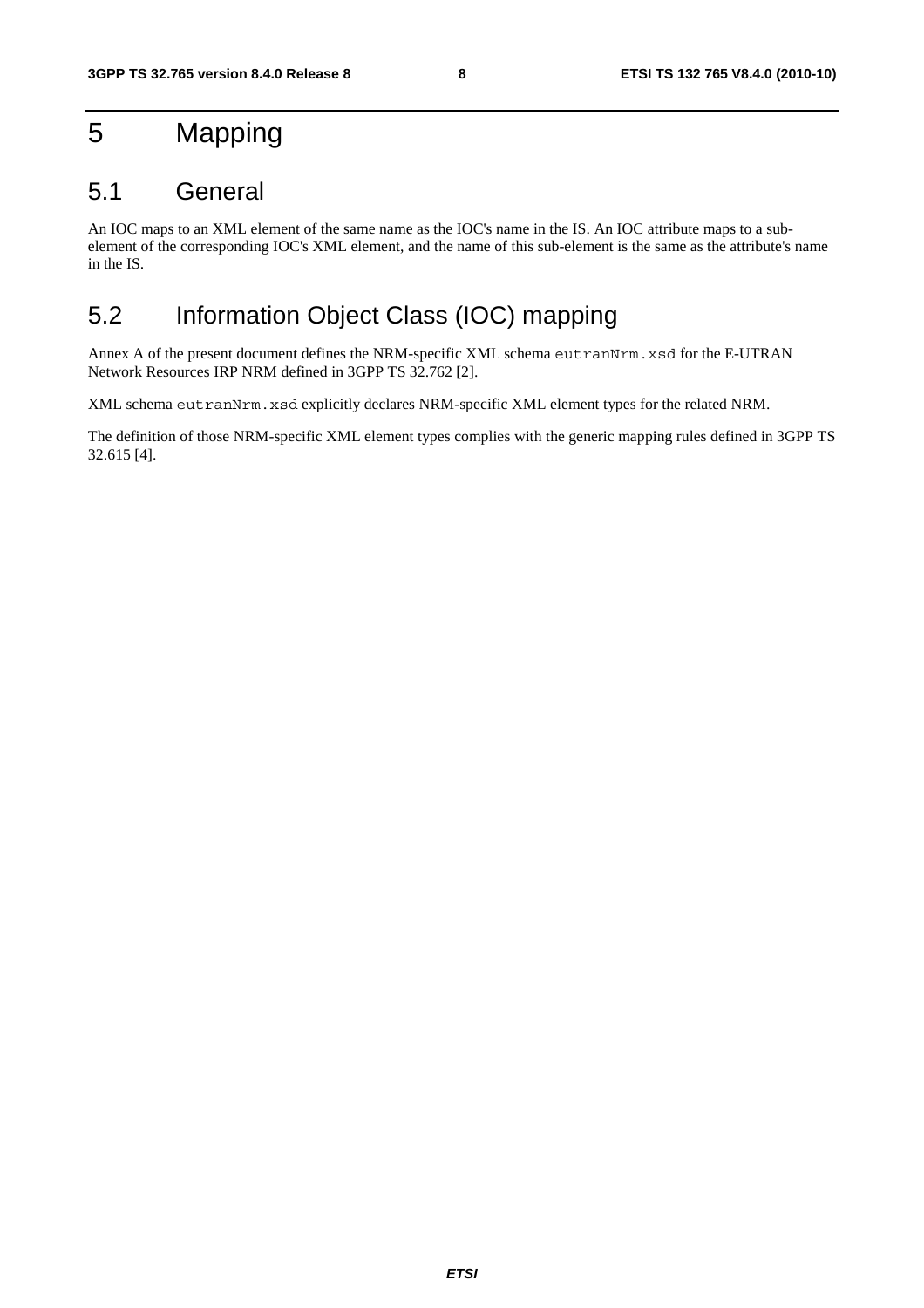# 5 Mapping

## 5.1 General

An IOC maps to an XML element of the same name as the IOC's name in the IS. An IOC attribute maps to a sub-element of the corresponding IOC's XML element, and the name of this sub-element is the same as the attribute's name in the IS.

## 5.2 Information Object Class (IOC) mapping

Annex A of the present document defines the NRM-specific XML schema `eutranNrm.xsd` for the E-UTRAN Network Resources IRP NRM defined in 3GPP TS 32.762 [2].

XML schema `eutranNrm.xsd` explicitly declares NRM-specific XML element types for the related NRM.

The definition of those NRM-specific XML element types complies with the generic mapping rules defined in 3GPP TS 32.615 [4].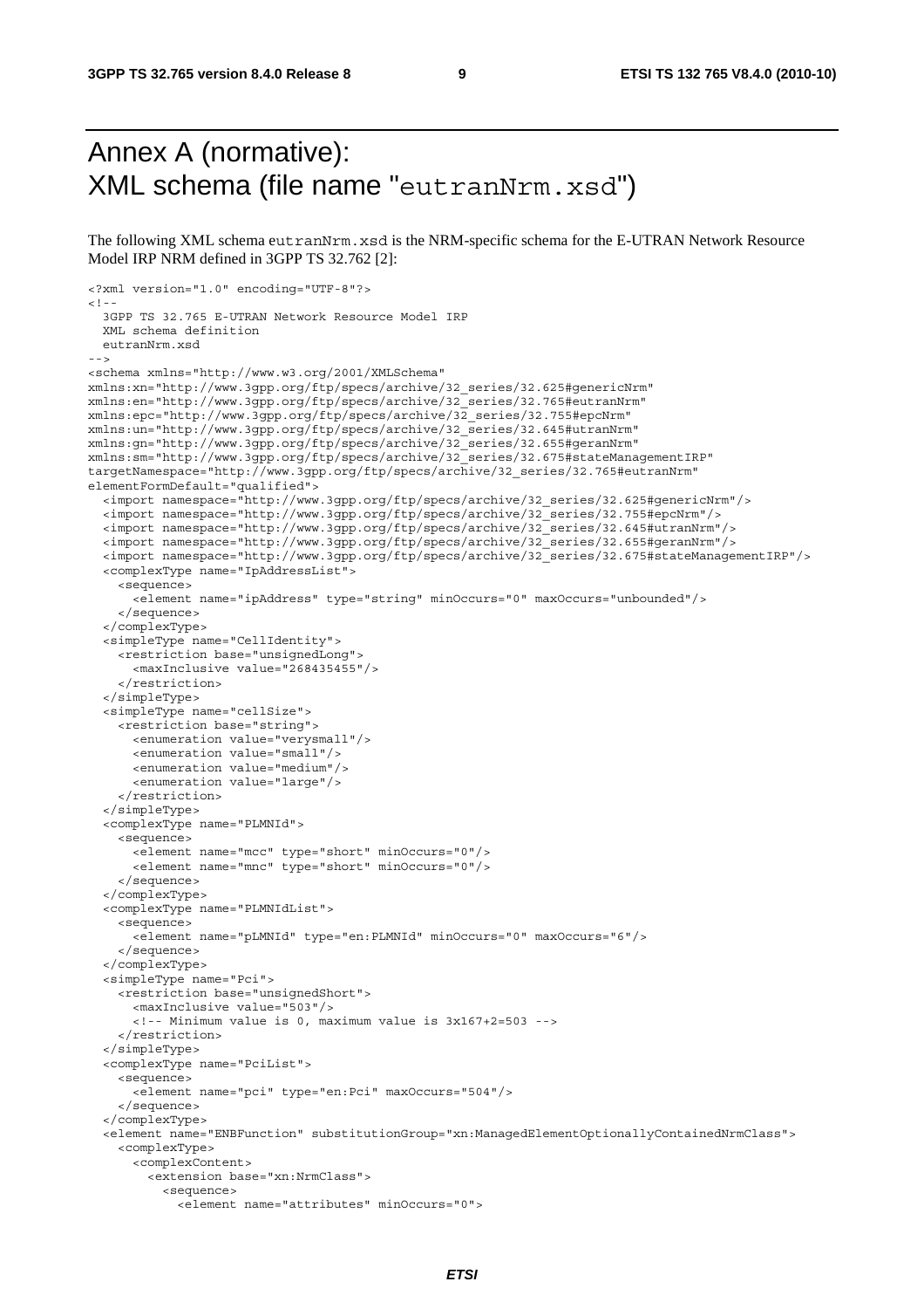# Annex A (normative): XML schema (file name "eutranNrm.xsd")

The following XML schema eutranNrm.xsd is the NRM-specific schema for the E-UTRAN Network Resource Model IRP NRM defined in 3GPP TS 32.762 [2]:

```
<?xml version="1.0" encoding="UTF-8"?>
<!--
  3GPP TS 32.765 E-UTRAN Network Resource Model IRP
  XML schema definition
  eutranNrm.xsd
-->
<schema xmlns="http://www.w3.org/2001/XMLSchema"
xmlns:xn="http://www.3gpp.org/ftp/specs/archive/32_series/32.625#genericNrm"
xmlns:en="http://www.3gpp.org/ftp/specs/archive/32_series/32.765#eutranNrm"
xmlns:epc="http://www.3gpp.org/ftp/specs/archive/32_series/32.755#epcNrm"
xmlns:un="http://www.3gpp.org/ftp/specs/archive/32_series/32.645#utranNrm"
xmlns:gn="http://www.3gpp.org/ftp/specs/archive/32_series/32.655#geranNrm"
xmlns:sm="http://www.3gpp.org/ftp/specs/archive/32_series/32.675#stateManagementIRP"
targetNamespace="http://www.3gpp.org/ftp/specs/archive/32_series/32.765#eutranNrm"
elementFormDefault="qualified">
  <import namespace="http://www.3gpp.org/ftp/specs/archive/32_series/32.625#genericNrm"/>
  <import namespace="http://www.3gpp.org/ftp/specs/archive/32_series/32.755#epcNrm"/>
  <import namespace="http://www.3gpp.org/ftp/specs/archive/32_series/32.645#utranNrm"/>
  <import namespace="http://www.3gpp.org/ftp/specs/archive/32_series/32.655#geranNrm"/>
  <import namespace="http://www.3gpp.org/ftp/specs/archive/32_series/32.675#stateManagementIRP"/>
  <complexType name="IpAddressList">
    <sequence>
      <element name="ipAddress" type="string" minOccurs="0" maxOccurs="unbounded"/>
    </sequence>
  </complexType>
  <simpleType name="CellIdentity">
    <restriction base="unsignedLong">
      <maxInclusive value="268435455"/>
    </restriction>
  </simpleType>
  <simpleType name="cellSize">
    <restriction base="string">
      <enumeration value="verysmall"/>
      <enumeration value="small"/>
      <enumeration value="medium"/>
      <enumeration value="large"/>
    </restriction>
  </simpleType>
  <complexType name="PLMNId">
    <sequence>
      <element name="mcc" type="short" minOccurs="0"/>
      <element name="mnc" type="short" minOccurs="0"/>
    </sequence>
  </complexType>
  <complexType name="PLMNIdList">
    <sequence>
      <element name="pLMNId" type="en:PLMNId" minOccurs="0" maxOccurs="6"/>
    </sequence>
  </complexType>
  <simpleType name="Pci">
    <restriction base="unsignedShort">
      <maxInclusive value="503"/>
      <!-- Minimum value is 0, maximum value is 3x167+2=503 -->
    </restriction>
  </simpleType>
  <complexType name="PciList">
    <sequence>
      <element name="pci" type="en:Pci" maxOccurs="504"/>
    </sequence>
  </complexType>
  <element name="ENBFunction" substitutionGroup="xn:ManagedElementOptionallyContainedNrmClass">
    <complexType>
      <complexContent>
        <extension base="xn:NrmClass">
          <sequence>
            <element name="attributes" minOccurs="0">
```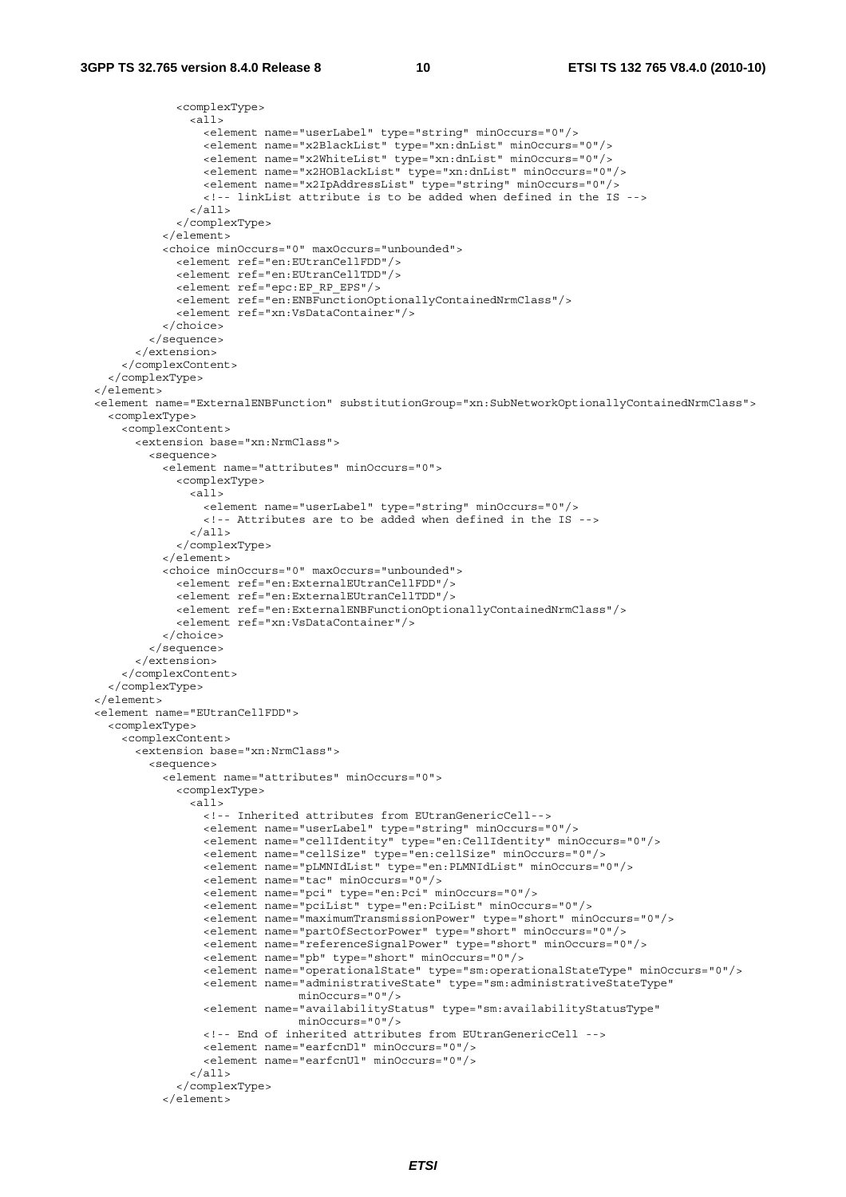```
            <complexType>
              <all>
                <element name="userLabel" type="string" minOccurs="0"/>
                <element name="x2BlackList" type="xn:dnList" minOccurs="0"/>
                <element name="x2WhiteList" type="xn:dnList" minOccurs="0"/>
                <element name="x2HOBlackList" type="xn:dnList" minOccurs="0"/>
                <element name="x2IpAddressList" type="string" minOccurs="0"/>
                <!-- linkList attribute is to be added when defined in the IS -->
              </all>
            </complexType>
          </element>
          <choice minOccurs="0" maxOccurs="unbounded">
            <element ref="en:EUtranCellFDD"/>
            <element ref="en:EUtranCellTDD"/>
            <element ref="epc:EP_RP_EPS"/>
            <element ref="en:ENBFunctionOptionallyContainedNrmClass"/>
            <element ref="xn:VsDataContainer"/>
          </choice>
        </sequence>
      </extension>
    </complexContent>
  </complexType>
</element>
<element name="ExternalENBFunction" substitutionGroup="xn:SubNetworkOptionallyContainedNrmClass">
  <complexType>
    <complexContent>
      <extension base="xn:NrmClass">
        <sequence>
          <element name="attributes" minOccurs="0">
            <complexType>
              <all>
                <element name="userLabel" type="string" minOccurs="0"/>
                <!-- Attributes are to be added when defined in the IS -->
              </all>
            </complexType>
          </element>
          <choice minOccurs="0" maxOccurs="unbounded">
            <element ref="en:ExternalEUtranCellFDD"/>
            <element ref="en:ExternalEUtranCellTDD"/>
            <element ref="en:ExternalENBFunctionOptionallyContainedNrmClass"/>
            <element ref="xn:VsDataContainer"/>
          </choice>
        </sequence>
      </extension>
    </complexContent>
  </complexType>
</element>
<element name="EUtranCellFDD">
  <complexType>
    <complexContent>
      <extension base="xn:NrmClass">
        <sequence>
          <element name="attributes" minOccurs="0">
            <complexType>
              <all>
                <!-- Inherited attributes from EUtranGenericCell-->
                <element name="userLabel" type="string" minOccurs="0"/>
                <element name="cellIdentity" type="en:CellIdentity" minOccurs="0"/>
                <element name="cellSize" type="en:cellSize" minOccurs="0"/>
                <element name="pLMNIdList" type="en:PLMNIdList" minOccurs="0"/>
                <element name="tac" minOccurs="0"/>
                <element name="pci" type="en:Pci" minOccurs="0"/>
                <element name="pciList" type="en:PciList" minOccurs="0"/>
                <element name="maximumTransmissionPower" type="short" minOccurs="0"/>
                <element name="partOfSectorPower" type="short" minOccurs="0"/>
                <element name="referenceSignalPower" type="short" minOccurs="0"/>
                <element name="pb" type="short" minOccurs="0"/>
                <element name="operationalState" type="sm:operationalStateType" minOccurs="0"/>
                <element name="administrativeState" type="sm:administrativeStateType"
                              minOccurs="0"/>
                <element name="availabilityStatus" type="sm:availabilityStatusType"
                              minOccurs="0"/>
                <!-- End of inherited attributes from EUtranGenericCell -->
                <element name="earfcnDl" minOccurs="0"/>
                <element name="earfcnUl" minOccurs="0"/>
              </all>
            </complexType>
          </element>
```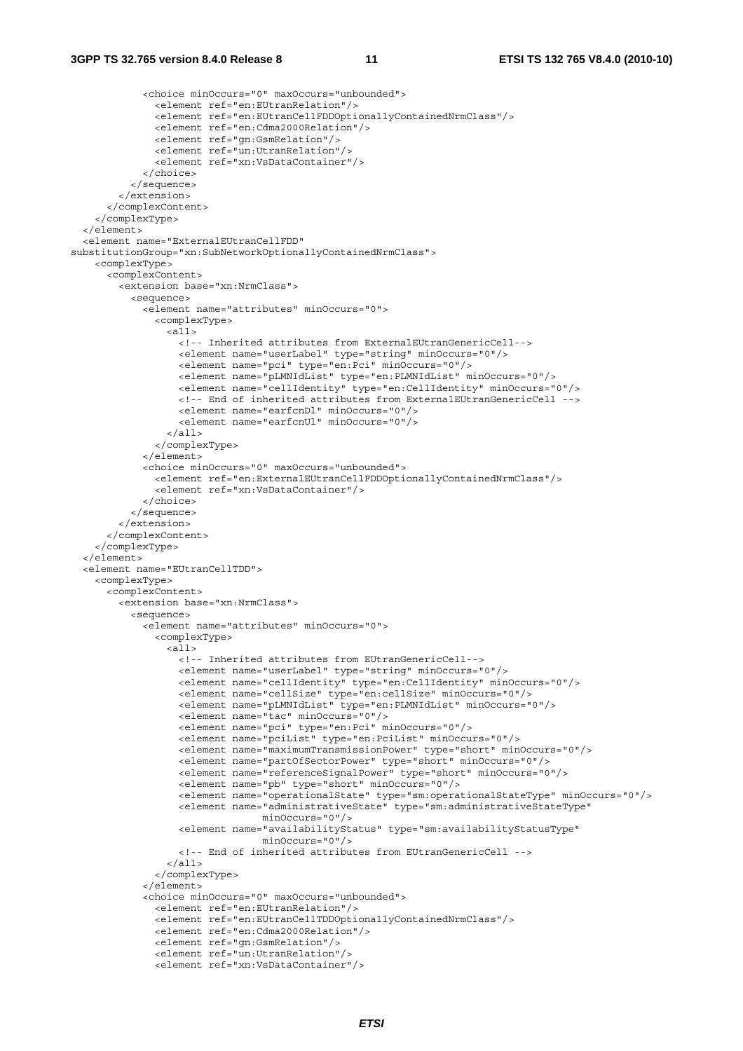```
            <choice minOccurs="0" maxOccurs="unbounded">
              <element ref="en:EUtranRelation"/>
              <element ref="en:EUtranCellFDDOptionallyContainedNrmClass"/>
              <element ref="en:Cdma2000Relation"/>
              <element ref="gn:GsmRelation"/>
              <element ref="un:UtranRelation"/>
              <element ref="xn:VsDataContainer"/>
            </choice>
          </sequence>
        </extension>
      </complexContent>
    </complexType>
  </element>
  <element name="ExternalEUtranCellFDD"
substitutionGroup="xn:SubNetworkOptionallyContainedNrmClass">
    <complexType>
      <complexContent>
        <extension base="xn:NrmClass">
          <sequence>
            <element name="attributes" minOccurs="0">
              <complexType>
                <all>
                  <!-- Inherited attributes from ExternalEUtranGenericCell-->
                  <element name="userLabel" type="string" minOccurs="0"/>
                  <element name="pci" type="en:Pci" minOccurs="0"/>
                  <element name="pLMNIdList" type="en:PLMNIdList" minOccurs="0"/>
                  <element name="cellIdentity" type="en:CellIdentity" minOccurs="0"/>
                  <!-- End of inherited attributes from ExternalEUtranGenericCell -->
                  <element name="earfcnDl" minOccurs="0"/>
                  <element name="earfcnUl" minOccurs="0"/>
                </all>
              </complexType>
            </element>
            <choice minOccurs="0" maxOccurs="unbounded">
              <element ref="en:ExternalEUtranCellFDDOptionallyContainedNrmClass"/>
              <element ref="xn:VsDataContainer"/>
            </choice>
          </sequence>
        </extension>
      </complexContent>
    </complexType>
  </element>
  <element name="EUtranCellTDD">
    <complexType>
      <complexContent>
        <extension base="xn:NrmClass">
          <sequence>
            <element name="attributes" minOccurs="0">
              <complexType>
                <all>
                  <!-- Inherited attributes from EUtranGenericCell-->
                  <element name="userLabel" type="string" minOccurs="0"/>
                  <element name="cellIdentity" type="en:CellIdentity" minOccurs="0"/>
                  <element name="cellSize" type="en:cellSize" minOccurs="0"/>
                  <element name="pLMNIdList" type="en:PLMNIdList" minOccurs="0"/>
                  <element name="tac" minOccurs="0"/>
                  <element name="pci" type="en:Pci" minOccurs="0"/>
                  <element name="pciList" type="en:PciList" minOccurs="0"/>
                  <element name="maximumTransmissionPower" type="short" minOccurs="0"/>
                  <element name="partOfSectorPower" type="short" minOccurs="0"/>
                  <element name="referenceSignalPower" type="short" minOccurs="0"/>
                  <element name="pb" type="short" minOccurs="0"/>
                  <element name="operationalState" type="sm:operationalStateType" minOccurs="0"/>
                  <element name="administrativeState" type="sm:administrativeStateType"
                           minOccurs="0"/>
                  <element name="availabilityStatus" type="sm:availabilityStatusType"
                           minOccurs="0"/>
                  <!-- End of inherited attributes from EUtranGenericCell -->
                </all>
              </complexType>
            </element>
            <choice minOccurs="0" maxOccurs="unbounded">
              <element ref="en:EUtranRelation"/>
              <element ref="en:EUtranCellTDDOptionallyContainedNrmClass"/>
              <element ref="en:Cdma2000Relation"/>
              <element ref="gn:GsmRelation"/>
              <element ref="un:UtranRelation"/>
              <element ref="xn:VsDataContainer"/>
```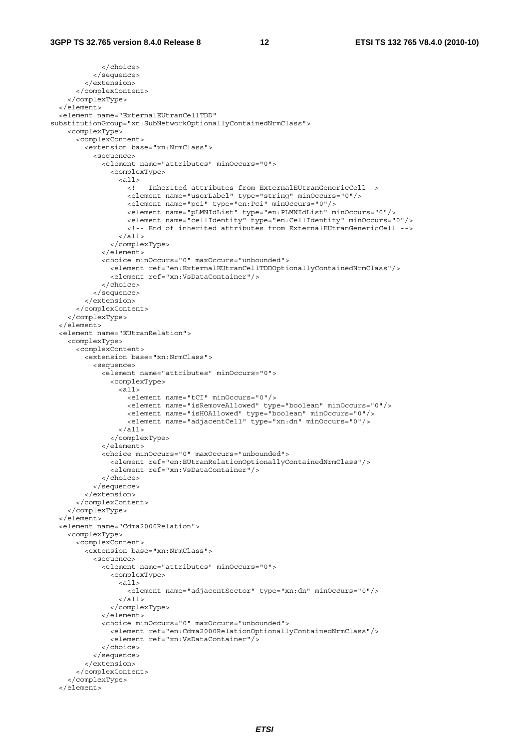```
          </choice>
        </sequence>
      </extension>
    </complexContent>
  </complexType>
</element>
<element name="ExternalEUtranCellTDD"
substitutionGroup="xn:SubNetworkOptionallyContainedNrmClass">
  <complexType>
    <complexContent>
      <extension base="xn:NrmClass">
        <sequence>
          <element name="attributes" minOccurs="0">
            <complexType>
              <all>
                <!-- Inherited attributes from ExternalEUtranGenericCell-->
                <element name="userLabel" type="string" minOccurs="0"/>
                <element name="pci" type="en:Pci" minOccurs="0"/>
                <element name="pLMNIdList" type="en:PLMNIdList" minOccurs="0"/>
                <element name="cellIdentity" type="en:CellIdentity" minOccurs="0"/>
                <!-- End of inherited attributes from ExternalEUtranGenericCell -->
              </all>
            </complexType>
          </element>
          <choice minOccurs="0" maxOccurs="unbounded">
            <element ref="en:ExternalEUtranCellTDDOptionallyContainedNrmClass"/>
            <element ref="xn:VsDataContainer"/>
          </choice>
        </sequence>
      </extension>
    </complexContent>
  </complexType>
</element>
<element name="EUtranRelation">
  <complexType>
    <complexContent>
      <extension base="xn:NrmClass">
        <sequence>
          <element name="attributes" minOccurs="0">
            <complexType>
              <all>
                <element name="tCI" minOccurs="0"/>
                <element name="isRemoveAllowed" type="boolean" minOccurs="0"/>
                <element name="isHOAllowed" type="boolean" minOccurs="0"/>
                <element name="adjacentCell" type="xn:dn" minOccurs="0"/>
              </all>
            </complexType>
          </element>
          <choice minOccurs="0" maxOccurs="unbounded">
            <element ref="en:EUtranRelationOptionallyContainedNrmClass"/>
            <element ref="xn:VsDataContainer"/>
          </choice>
        </sequence>
      </extension>
    </complexContent>
  </complexType>
</element>
<element name="Cdma2000Relation">
  <complexType>
    <complexContent>
      <extension base="xn:NrmClass">
        <sequence>
          <element name="attributes" minOccurs="0">
            <complexType>
              <all>
                <element name="adjacentSector" type="xn:dn" minOccurs="0"/>
              </all>
            </complexType>
          </element>
          <choice minOccurs="0" maxOccurs="unbounded">
            <element ref="en:Cdma2000RelationOptionallyContainedNrmClass"/>
            <element ref="xn:VsDataContainer"/>
          </choice>
        </sequence>
      </extension>
    </complexContent>
  </complexType>
</element>
```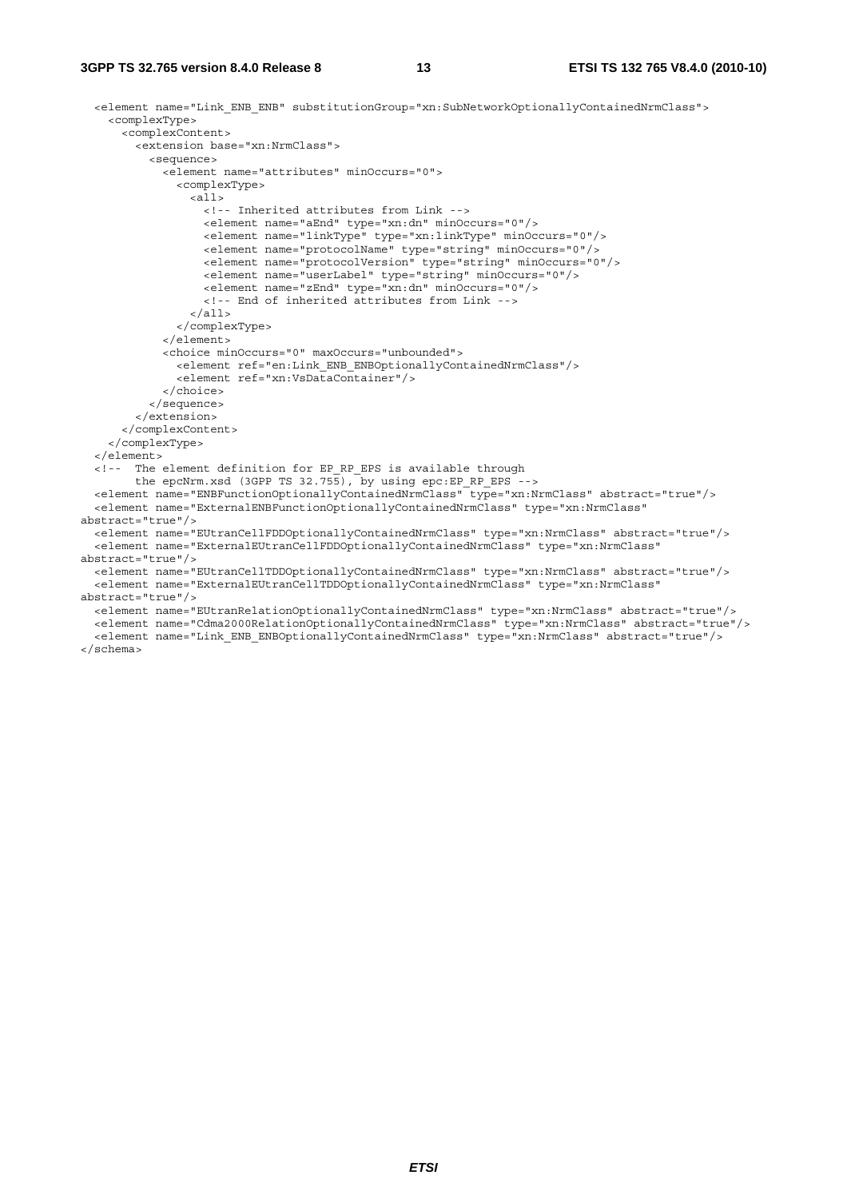```
  <element name="Link_ENB_ENB" substitutionGroup="xn:SubNetworkOptionallyContainedNrmClass">
    <complexType>
      <complexContent>
        <extension base="xn:NrmClass">
          <sequence>
            <element name="attributes" minOccurs="0">
              <complexType>
                <all>
                  <!-- Inherited attributes from Link -->
                  <element name="aEnd" type="xn:dn" minOccurs="0"/>
                  <element name="linkType" type="xn:linkType" minOccurs="0"/>
                  <element name="protocolName" type="string" minOccurs="0"/>
                  <element name="protocolVersion" type="string" minOccurs="0"/>
                  <element name="userLabel" type="string" minOccurs="0"/>
                  <element name="zEnd" type="xn:dn" minOccurs="0"/>
                  <!-- End of inherited attributes from Link -->
                </all>
              </complexType>
            </element>
            <choice minOccurs="0" maxOccurs="unbounded">
              <element ref="en:Link_ENB_ENBOptionallyContainedNrmClass"/>
              <element ref="xn:VsDataContainer"/>
            </choice>
          </sequence>
        </extension>
      </complexContent>
    </complexType>
  </element>
  <!-- The element definition for EP_RP_EPS is available through
       the epcNrm.xsd (3GPP TS 32.755), by using epc:EP_RP_EPS -->
  <element name="ENBFunctionOptionallyContainedNrmClass" type="xn:NrmClass" abstract="true"/>
  <element name="ExternalENBFunctionOptionallyContainedNrmClass" type="xn:NrmClass"
abstract="true"/>
  <element name="EUtranCellFDDOptionallyContainedNrmClass" type="xn:NrmClass" abstract="true"/>
  <element name="ExternalEUtranCellFDDOptionallyContainedNrmClass" type="xn:NrmClass"
abstract="true"/>
  <element name="EUtranCellTDDOptionallyContainedNrmClass" type="xn:NrmClass" abstract="true"/>
  <element name="ExternalEUtranCellTDDOptionallyContainedNrmClass" type="xn:NrmClass"
abstract="true"/>
  <element name="EUtranRelationOptionallyContainedNrmClass" type="xn:NrmClass" abstract="true"/>
  <element name="Cdma2000RelationOptionallyContainedNrmClass" type="xn:NrmClass" abstract="true"/>
  <element name="Link_ENB_ENBOptionallyContainedNrmClass" type="xn:NrmClass" abstract="true"/>
</schema>
```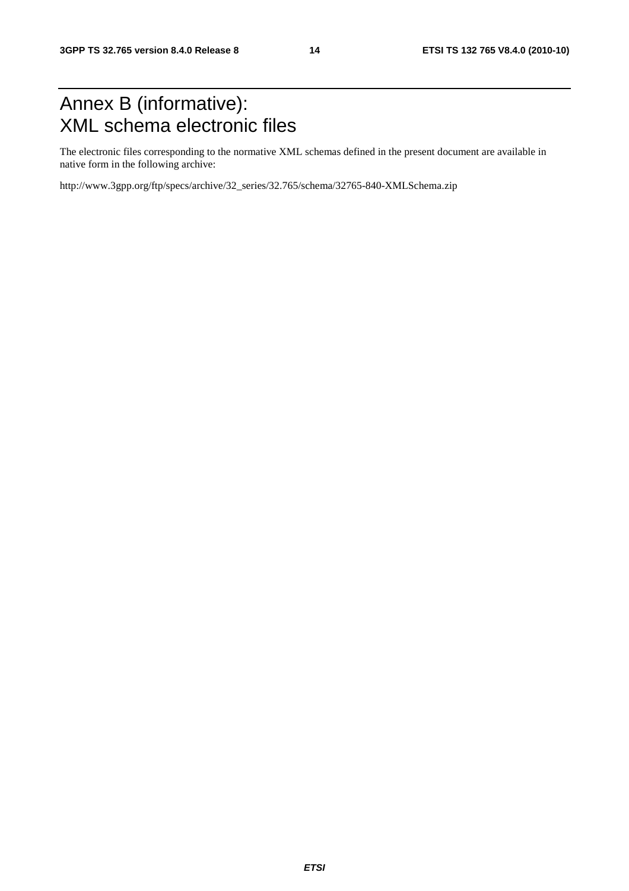# Annex B (informative): XML schema electronic files

The electronic files corresponding to the normative XML schemas defined in the present document are available in native form in the following archive:

http://www.3gpp.org/ftp/specs/archive/32_series/32.765/schema/32765-840-XMLSchema.zip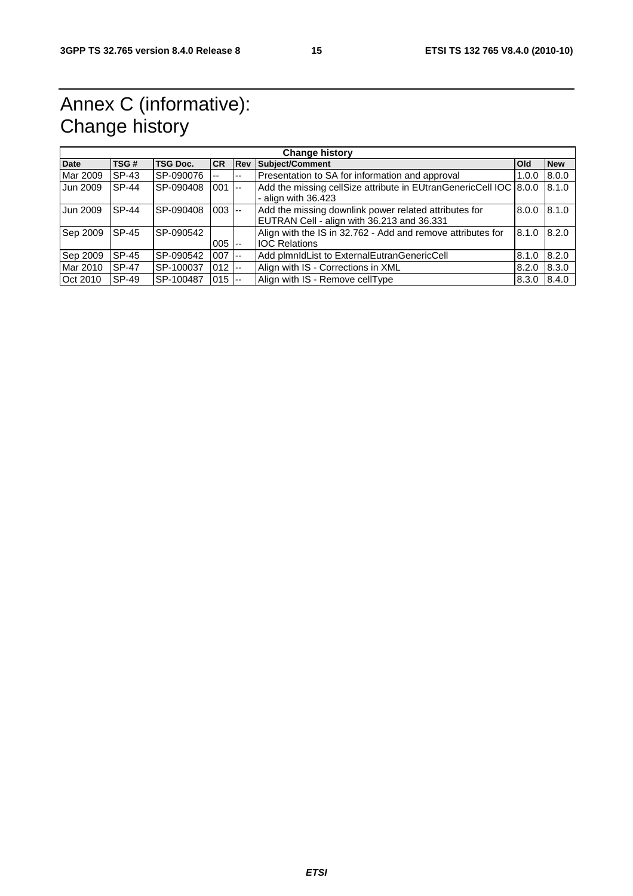# Annex C (informative): Change history

| Change history | | | | | | | |
|---|---|---|---|---|---|---|---|
| **Date** | **TSG #** | **TSG Doc.** | **CR** | **Rev** | **Subject/Comment** | **Old** | **New** |
| Mar 2009 | SP-43 | SP-090076 | -- | -- | Presentation to SA for information and approval | 1.0.0 | 8.0.0 |
| Jun 2009 | SP-44 | SP-090408 | 001 | -- | Add the missing cellSize attribute in EUtranGenericCell IOC - align with 36.423 | 8.0.0 | 8.1.0 |
| Jun 2009 | SP-44 | SP-090408 | 003 | -- | Add the missing downlink power related attributes for EUTRAN Cell - align with 36.213 and 36.331 | 8.0.0 | 8.1.0 |
| Sep 2009 | SP-45 | SP-090542 | 005 | -- | Align with the IS in 32.762 - Add and remove attributes for IOC Relations | 8.1.0 | 8.2.0 |
| Sep 2009 | SP-45 | SP-090542 | 007 | -- | Add plmnIdList to ExternalEutranGenericCell | 8.1.0 | 8.2.0 |
| Mar 2010 | SP-47 | SP-100037 | 012 | -- | Align with IS - Corrections in XML | 8.2.0 | 8.3.0 |
| Oct 2010 | SP-49 | SP-100487 | 015 | -- | Align with IS - Remove cellType | 8.3.0 | 8.4.0 |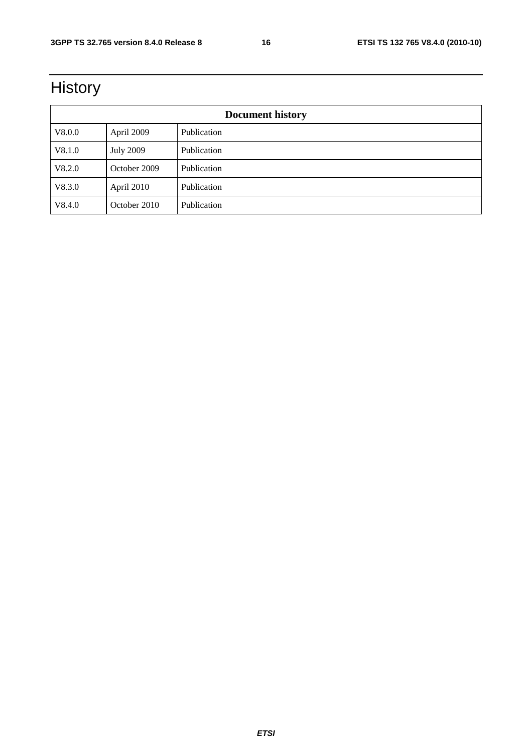# History

| Document history | | |
|---|---|---|
| V8.0.0 | April 2009 | Publication |
| V8.1.0 | July 2009 | Publication |
| V8.2.0 | October 2009 | Publication |
| V8.3.0 | April 2010 | Publication |
| V8.4.0 | October 2010 | Publication |